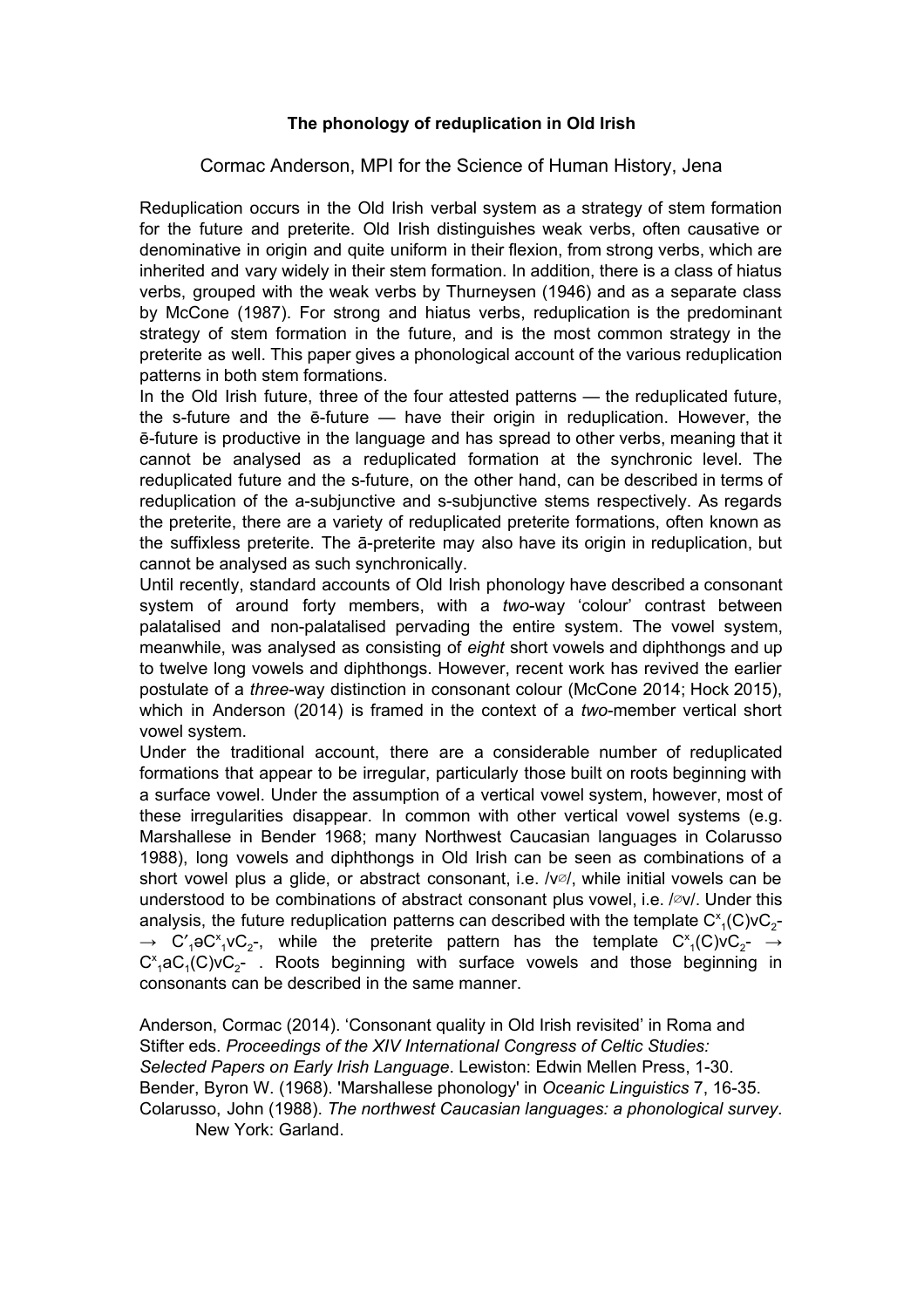**The phonology of reduplication in Old Irish**

Cormac Anderson, MPI for the Science of Human History, Jena

Reduplication occurs in the Old Irish verbal system as a strategy of stem formation for the future and preterite. Old Irish distinguishes weak verbs, often causative or denominative in origin and quite uniform in their flexion, from strong verbs, which are inherited and vary widely in their stem formation. In addition, there is a class of hiatus verbs, grouped with the weak verbs by Thurneysen (1946) and as a separate class by McCone (1987). For strong and hiatus verbs, reduplication is the predominant strategy of stem formation in the future, and is the most common strategy in the preterite as well. This paper gives a phonological account of the various reduplication patterns in both stem formations.

In the Old Irish future, three of the four attested patterns — the reduplicated future, the s-future and the ē-future — have their origin in reduplication. However, the ē-future is productive in the language and has spread to other verbs, meaning that it cannot be analysed as a reduplicated formation at the synchronic level. The reduplicated future and the s-future, on the other hand, can be described in terms of reduplication of the a-subjunctive and s-subjunctive stems respectively. As regards the preterite, there are a variety of reduplicated preterite formations, often known as the suffixless preterite. The ā-preterite may also have its origin in reduplication, but cannot be analysed as such synchronically.

Until recently, standard accounts of Old Irish phonology have described a consonant system of around forty members, with a *two*-way 'colour' contrast between palatalised and non-palatalised pervading the entire system. The vowel system, meanwhile, was analysed as consisting of *eight* short vowels and diphthongs and up to twelve long vowels and diphthongs. However, recent work has revived the earlier postulate of a *three*-way distinction in consonant colour (McCone 2014; Hock 2015), which in Anderson (2014) is framed in the context of a *two*-member vertical short vowel system.

Under the traditional account, there are a considerable number of reduplicated formations that appear to be irregular, particularly those built on roots beginning with a surface vowel. Under the assumption of a vertical vowel system, however, most of these irregularities disappear. In common with other vertical vowel systems (e.g. Marshallese in Bender 1968; many Northwest Caucasian languages in Colarusso 1988), long vowels and diphthongs in Old Irish can be seen as combinations of a short vowel plus a glide, or abstract consonant, i.e. /v∅/, while initial vowels can be understood to be combinations of abstract consonant plus vowel, i.e. /∅v/. Under this analysis, the future reduplication patterns can described with the template $C^x_1(C)vC_2$- $\rightarrow$ $C'_1əC^x_1vC_2$-, while the preterite pattern has the template $C^x_1(C)vC_2$- $\rightarrow$ $C^x_1aC_1(C)vC_2$- . Roots beginning with surface vowels and those beginning in consonants can be described in the same manner.

Anderson, Cormac (2014). 'Consonant quality in Old Irish revisited' in Roma and Stifter eds. *Proceedings of the XIV International Congress of Celtic Studies: Selected Papers on Early Irish Language*. Lewiston: Edwin Mellen Press, 1-30.
Bender, Byron W. (1968). 'Marshallese phonology' in *Oceanic Linguistics* 7, 16-35.
Colarusso, John (1988). *The northwest Caucasian languages: a phonological survey*. New York: Garland.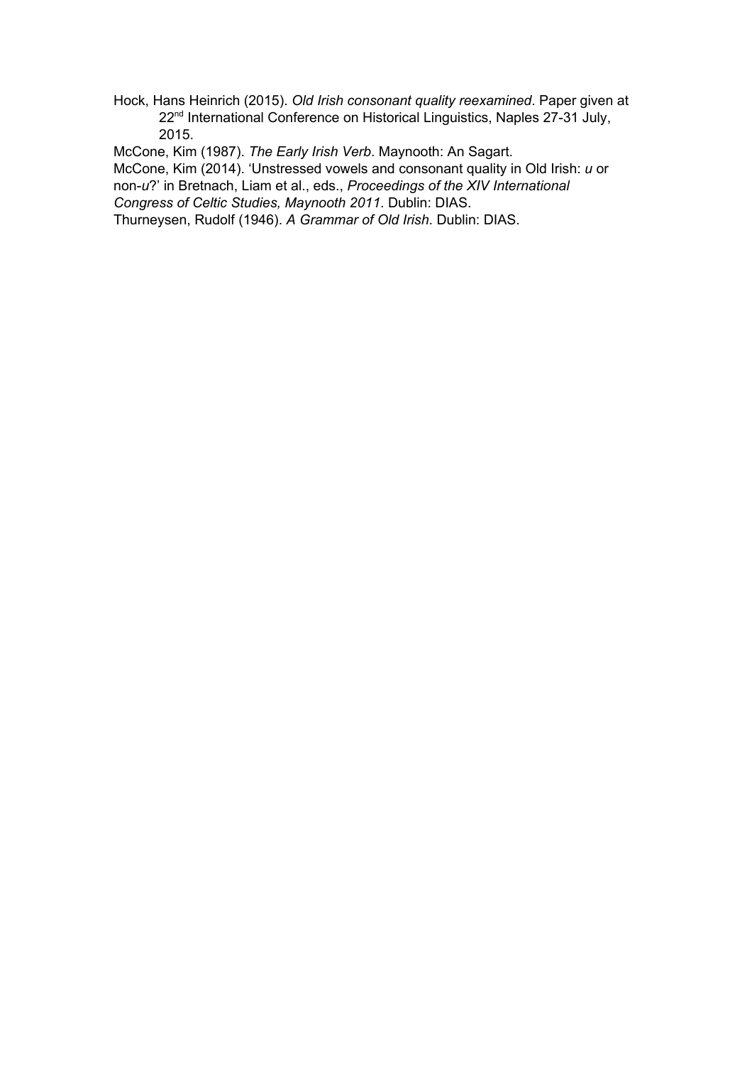Hock, Hans Heinrich (2015). *Old Irish consonant quality reexamined*. Paper given at 22nd International Conference on Historical Linguistics, Naples 27-31 July, 2015.

McCone, Kim (1987). *The Early Irish Verb*. Maynooth: An Sagart.

McCone, Kim (2014). 'Unstressed vowels and consonant quality in Old Irish: *u* or non-*u*?' in Bretnach, Liam et al., eds., *Proceedings of the XIV International Congress of Celtic Studies, Maynooth 2011*. Dublin: DIAS.

Thurneysen, Rudolf (1946). *A Grammar of Old Irish*. Dublin: DIAS.